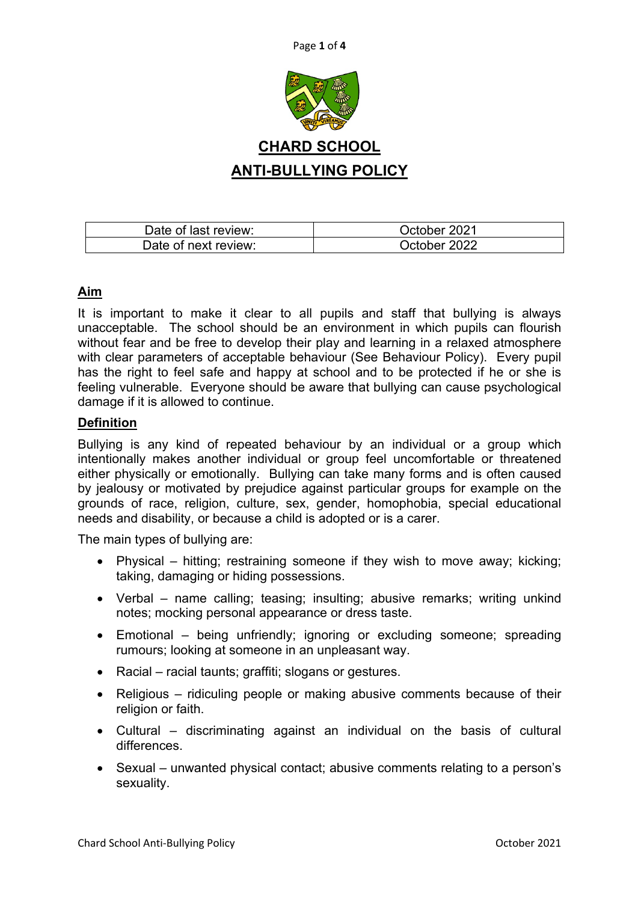# CHARD SCHOOL

# ANTI-BULLYING POLICY

| Date of last review: | October 2021 |
|---|---|
| Date of next review: | October 2022 |

## Aim

It is important to make it clear to all pupils and staff that bullying is always unacceptable. The school should be an environment in which pupils can flourish without fear and be free to develop their play and learning in a relaxed atmosphere with clear parameters of acceptable behaviour (See Behaviour Policy). Every pupil has the right to feel safe and happy at school and to be protected if he or she is feeling vulnerable. Everyone should be aware that bullying can cause psychological damage if it is allowed to continue.

## Definition

Bullying is any kind of repeated behaviour by an individual or a group which intentionally makes another individual or group feel uncomfortable or threatened either physically or emotionally. Bullying can take many forms and is often caused by jealousy or motivated by prejudice against particular groups for example on the grounds of race, religion, culture, sex, gender, homophobia, special educational needs and disability, or because a child is adopted or is a carer.

The main types of bullying are:

- Physical – hitting; restraining someone if they wish to move away; kicking; taking, damaging or hiding possessions.
- Verbal – name calling; teasing; insulting; abusive remarks; writing unkind notes; mocking personal appearance or dress taste.
- Emotional – being unfriendly; ignoring or excluding someone; spreading rumours; looking at someone in an unpleasant way.
- Racial – racial taunts; graffiti; slogans or gestures.
- Religious – ridiculing people or making abusive comments because of their religion or faith.
- Cultural – discriminating against an individual on the basis of cultural differences.
- Sexual – unwanted physical contact; abusive comments relating to a person's sexuality.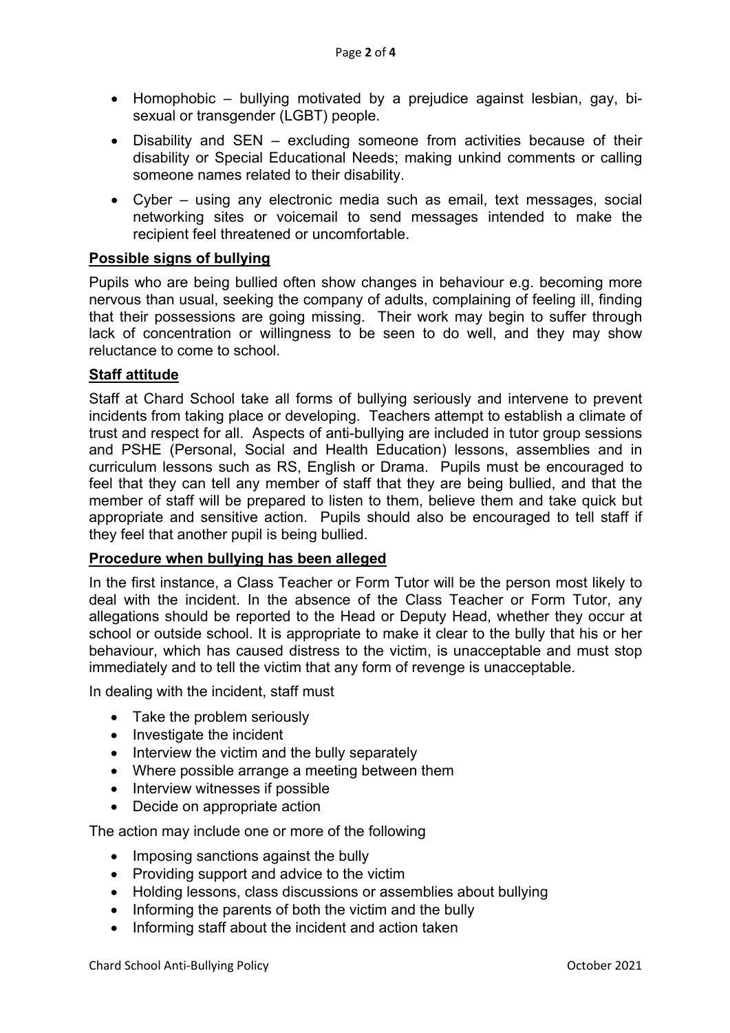- Homophobic – bullying motivated by a prejudice against lesbian, gay, bi-sexual or transgender (LGBT) people.
- Disability and SEN – excluding someone from activities because of their disability or Special Educational Needs; making unkind comments or calling someone names related to their disability.
- Cyber – using any electronic media such as email, text messages, social networking sites or voicemail to send messages intended to make the recipient feel threatened or uncomfortable.

**Possible signs of bullying**

Pupils who are being bullied often show changes in behaviour e.g. becoming more nervous than usual, seeking the company of adults, complaining of feeling ill, finding that their possessions are going missing. Their work may begin to suffer through lack of concentration or willingness to be seen to do well, and they may show reluctance to come to school.

**Staff attitude**

Staff at Chard School take all forms of bullying seriously and intervene to prevent incidents from taking place or developing. Teachers attempt to establish a climate of trust and respect for all. Aspects of anti-bullying are included in tutor group sessions and PSHE (Personal, Social and Health Education) lessons, assemblies and in curriculum lessons such as RS, English or Drama. Pupils must be encouraged to feel that they can tell any member of staff that they are being bullied, and that the member of staff will be prepared to listen to them, believe them and take quick but appropriate and sensitive action. Pupils should also be encouraged to tell staff if they feel that another pupil is being bullied.

**Procedure when bullying has been alleged**

In the first instance, a Class Teacher or Form Tutor will be the person most likely to deal with the incident. In the absence of the Class Teacher or Form Tutor, any allegations should be reported to the Head or Deputy Head, whether they occur at school or outside school. It is appropriate to make it clear to the bully that his or her behaviour, which has caused distress to the victim, is unacceptable and must stop immediately and to tell the victim that any form of revenge is unacceptable.

In dealing with the incident, staff must

- Take the problem seriously
- Investigate the incident
- Interview the victim and the bully separately
- Where possible arrange a meeting between them
- Interview witnesses if possible
- Decide on appropriate action

The action may include one or more of the following

- Imposing sanctions against the bully
- Providing support and advice to the victim
- Holding lessons, class discussions or assemblies about bullying
- Informing the parents of both the victim and the bully
- Informing staff about the incident and action taken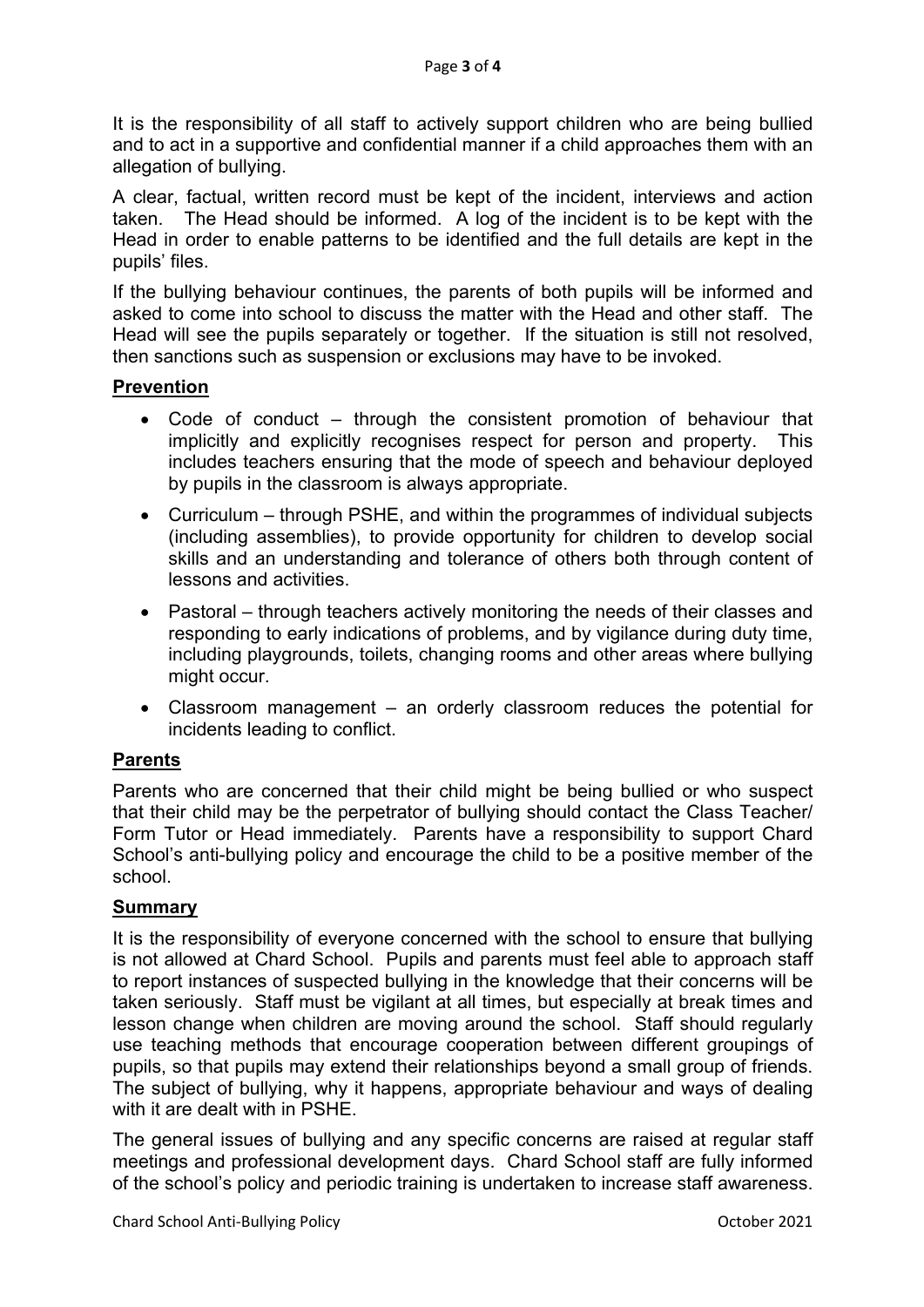It is the responsibility of all staff to actively support children who are being bullied and to act in a supportive and confidential manner if a child approaches them with an allegation of bullying.

A clear, factual, written record must be kept of the incident, interviews and action taken. The Head should be informed. A log of the incident is to be kept with the Head in order to enable patterns to be identified and the full details are kept in the pupils' files.

If the bullying behaviour continues, the parents of both pupils will be informed and asked to come into school to discuss the matter with the Head and other staff. The Head will see the pupils separately or together. If the situation is still not resolved, then sanctions such as suspension or exclusions may have to be invoked.

## Prevention

- Code of conduct – through the consistent promotion of behaviour that implicitly and explicitly recognises respect for person and property. This includes teachers ensuring that the mode of speech and behaviour deployed by pupils in the classroom is always appropriate.
- Curriculum – through PSHE, and within the programmes of individual subjects (including assemblies), to provide opportunity for children to develop social skills and an understanding and tolerance of others both through content of lessons and activities.
- Pastoral – through teachers actively monitoring the needs of their classes and responding to early indications of problems, and by vigilance during duty time, including playgrounds, toilets, changing rooms and other areas where bullying might occur.
- Classroom management – an orderly classroom reduces the potential for incidents leading to conflict.

## Parents

Parents who are concerned that their child might be being bullied or who suspect that their child may be the perpetrator of bullying should contact the Class Teacher/ Form Tutor or Head immediately. Parents have a responsibility to support Chard School's anti-bullying policy and encourage the child to be a positive member of the school.

## Summary

It is the responsibility of everyone concerned with the school to ensure that bullying is not allowed at Chard School. Pupils and parents must feel able to approach staff to report instances of suspected bullying in the knowledge that their concerns will be taken seriously. Staff must be vigilant at all times, but especially at break times and lesson change when children are moving around the school. Staff should regularly use teaching methods that encourage cooperation between different groupings of pupils, so that pupils may extend their relationships beyond a small group of friends. The subject of bullying, why it happens, appropriate behaviour and ways of dealing with it are dealt with in PSHE.

The general issues of bullying and any specific concerns are raised at regular staff meetings and professional development days. Chard School staff are fully informed of the school's policy and periodic training is undertaken to increase staff awareness.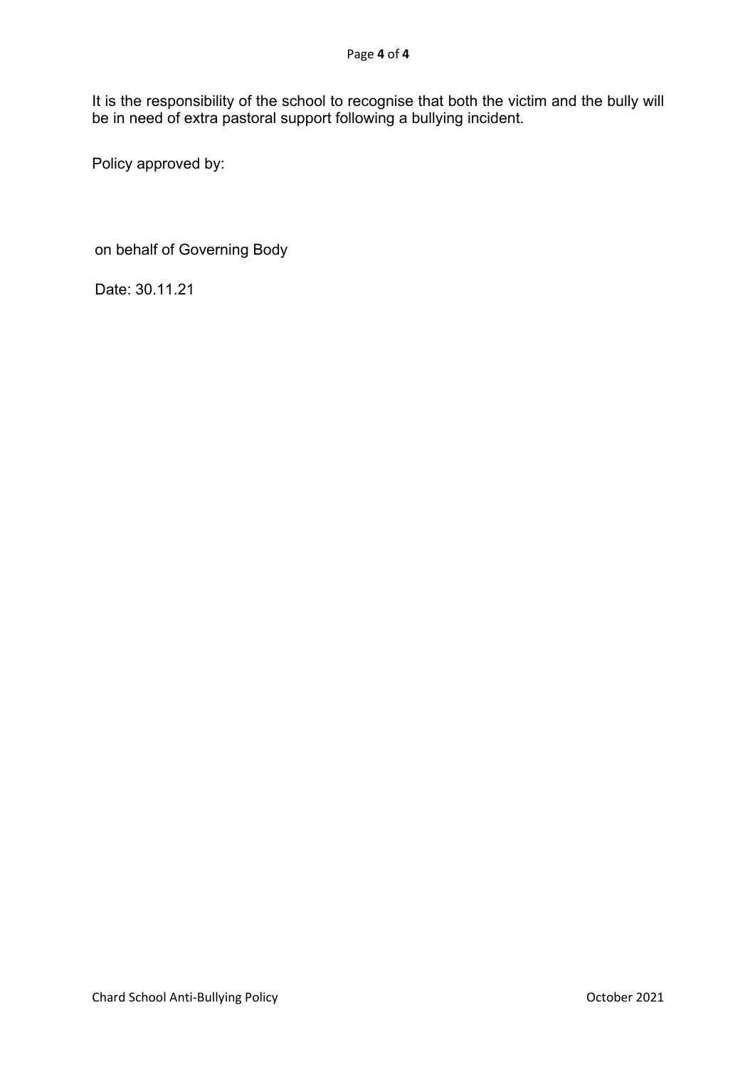It is the responsibility of the school to recognise that both the victim and the bully will be in need of extra pastoral support following a bullying incident.

Policy approved by:

on behalf of Governing Body

Date: 30.11.21